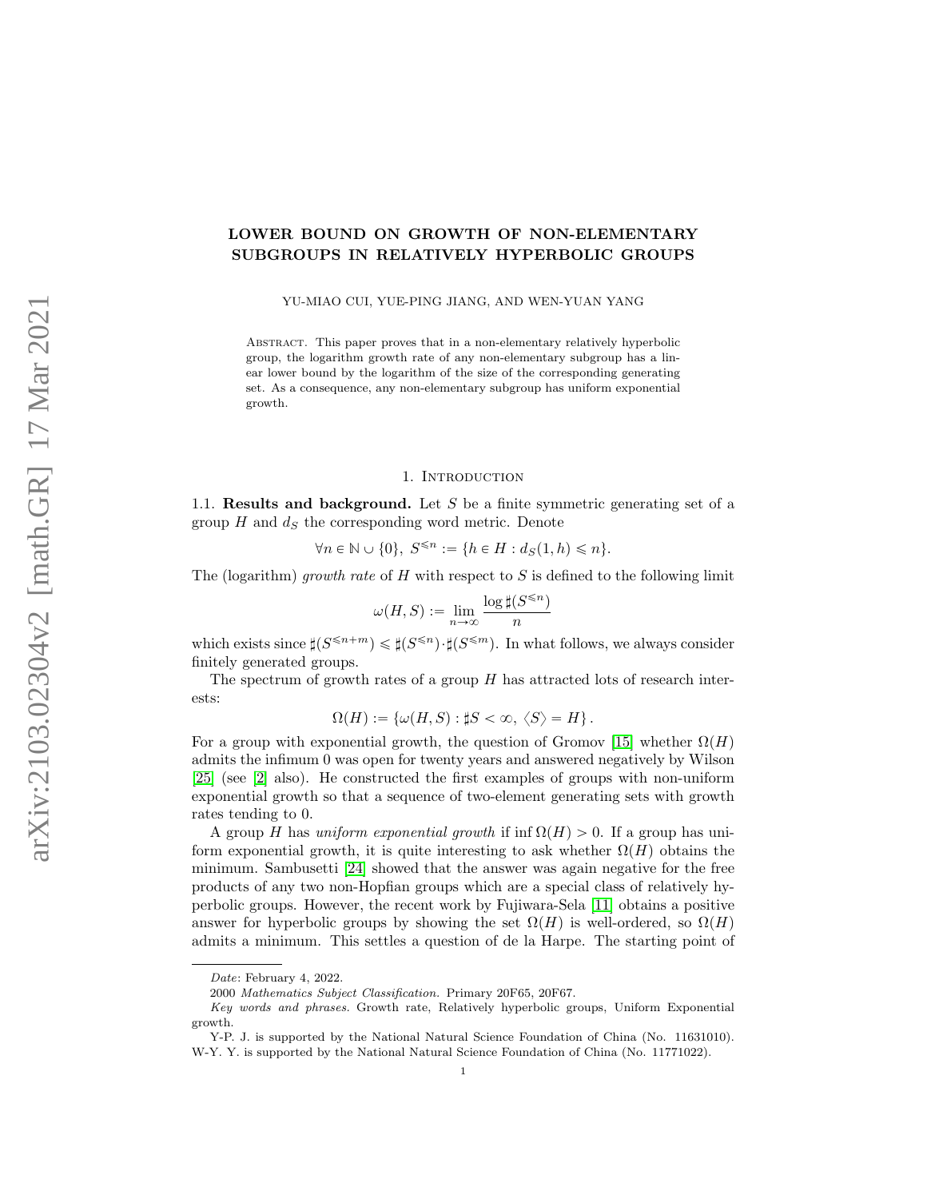# LOWER BOUND ON GROWTH OF NON-ELEMENTARY SUBGROUPS IN RELATIVELY HYPERBOLIC GROUPS

YU-MIAO CUI, YUE-PING JIANG, AND WEN-YUAN YANG

Abstract. This paper proves that in a non-elementary relatively hyperbolic group, the logarithm growth rate of any non-elementary subgroup has a linear lower bound by the logarithm of the size of the corresponding generating set. As a consequence, any non-elementary subgroup has uniform exponential growth.

## 1. Introduction

### 1.1. Results and background.

Let $S$ be a finite symmetric generating set of a group $H$ and $d_S$ the corresponding word metric. Denote

$$\forall n \in \mathbb{N} \cup \{0\},\ S^{\leqslant n} := \{h \in H : d_S(1, h) \leqslant n\}.$$

The (logarithm) *growth rate* of $H$ with respect to $S$ is defined to the following limit

$$\omega(H, S) := \lim_{n\to\infty} \frac{\log \sharp(S^{\leqslant n})}{n}$$

which exists since $\sharp(S^{\leqslant n+m}) \leqslant \sharp(S^{\leqslant n})\cdot\sharp(S^{\leqslant m})$. In what follows, we always consider finitely generated groups.

The spectrum of growth rates of a group $H$ has attracted lots of research interests:

$$\Omega(H) := \{\omega(H, S) : \sharp S < \infty,\ \langle S\rangle = H\}.$$

For a group with exponential growth, the question of Gromov [15] whether $\Omega(H)$ admits the infimum 0 was open for twenty years and answered negatively by Wilson [25] (see [2] also). He constructed the first examples of groups with non-uniform exponential growth so that a sequence of two-element generating sets with growth rates tending to 0.

A group $H$ has *uniform exponential growth* if $\inf \Omega(H) > 0$. If a group has uniform exponential growth, it is quite interesting to ask whether $\Omega(H)$ obtains the minimum. Sambusetti [24] showed that the answer was again negative for the free products of any two non-Hopfian groups which are a special class of relatively hyperbolic groups. However, the recent work by Fujiwara-Sela [11] obtains a positive answer for hyperbolic groups by showing the set $\Omega(H)$ is well-ordered, so $\Omega(H)$ admits a minimum. This settles a question of de la Harpe. The starting point of

---

*Date*: February 4, 2022.

2000 *Mathematics Subject Classification.* Primary 20F65, 20F67.

*Key words and phrases.* Growth rate, Relatively hyperbolic groups, Uniform Exponential growth.

Y-P. J. is supported by the National Natural Science Foundation of China (No. 11631010).
W-Y. Y. is supported by the National Natural Science Foundation of China (No. 11771022).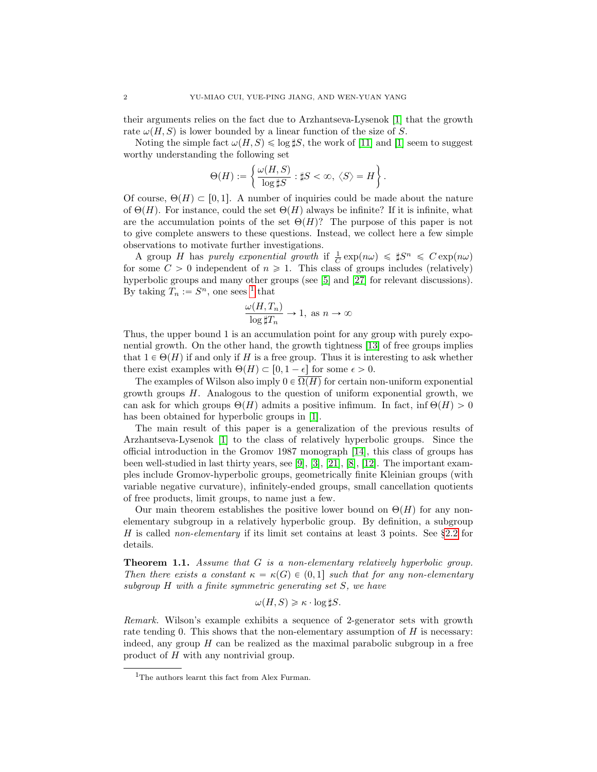their arguments relies on the fact due to Arzhantseva-Lysenok [1] that the growth rate $\omega(H, S)$ is lower bounded by a linear function of the size of $S$.

Noting the simple fact $\omega(H, S) \leqslant \log \sharp S$, the work of [11] and [1] seem to suggest worthy understanding the following set

$$\Theta(H) := \left\{ \frac{\omega(H, S)}{\log \sharp S} : \sharp S < \infty,\ \langle S \rangle = H \right\}.$$

Of course, $\Theta(H) \subset [0, 1]$. A number of inquiries could be made about the nature of $\Theta(H)$. For instance, could the set $\Theta(H)$ always be infinite? If it is infinite, what are the accumulation points of the set $\Theta(H)$? The purpose of this paper is not to give complete answers to these questions. Instead, we collect here a few simple observations to motivate further investigations.

A group $H$ has *purely exponential growth* if $\frac{1}{C}\exp(n\omega) \leqslant \sharp S^n \leqslant C\exp(n\omega)$ for some $C > 0$ independent of $n \geqslant 1$. This class of groups includes (relatively) hyperbolic groups and many other groups (see [5] and [27] for relevant discussions). By taking $T_n := S^n$, one sees [1] that

$$\frac{\omega(H, T_n)}{\log \sharp T_n} \to 1, \text{ as } n \to \infty$$

Thus, the upper bound 1 is an accumulation point for any group with purely exponential growth. On the other hand, the growth tightness [13] of free groups implies that $1 \in \Theta(H)$ if and only if $H$ is a free group. Thus it is interesting to ask whether there exist examples with $\Theta(H) \subset [0, 1 - \epsilon]$ for some $\epsilon > 0$.

The examples of Wilson also imply $0 \in \overline{\Omega(H)}$ for certain non-uniform exponential growth groups $H$. Analogous to the question of uniform exponential growth, we can ask for which groups $\Theta(H)$ admits a positive infimum. In fact, $\inf \Theta(H) > 0$ has been obtained for hyperbolic groups in [1].

The main result of this paper is a generalization of the previous results of Arzhantseva-Lysenok [1] to the class of relatively hyperbolic groups. Since the official introduction in the Gromov 1987 monograph [14], this class of groups has been well-studied in last thirty years, see [9], [3], [21], [8], [12]. The important examples include Gromov-hyperbolic groups, geometrically finite Kleinian groups (with variable negative curvature), infinitely-ended groups, small cancellation quotients of free products, limit groups, to name just a few.

Our main theorem establishes the positive lower bound on $\Theta(H)$ for any non-elementary subgroup in a relatively hyperbolic group. By definition, a subgroup $H$ is called *non-elementary* if its limit set contains at least 3 points. See §2.2 for details.

**Theorem 1.1.** *Assume that $G$ is a non-elementary relatively hyperbolic group. Then there exists a constant $\kappa = \kappa(G) \in (0, 1]$ such that for any non-elementary subgroup $H$ with a finite symmetric generating set $S$, we have*

$$\omega(H, S) \geqslant \kappa \cdot \log \sharp S.$$

*Remark.* Wilson's example exhibits a sequence of 2-generator sets with growth rate tending 0. This shows that the non-elementary assumption of $H$ is necessary: indeed, any group $H$ can be realized as the maximal parabolic subgroup in a free product of $H$ with any nontrivial group.

[1] The authors learnt this fact from Alex Furman.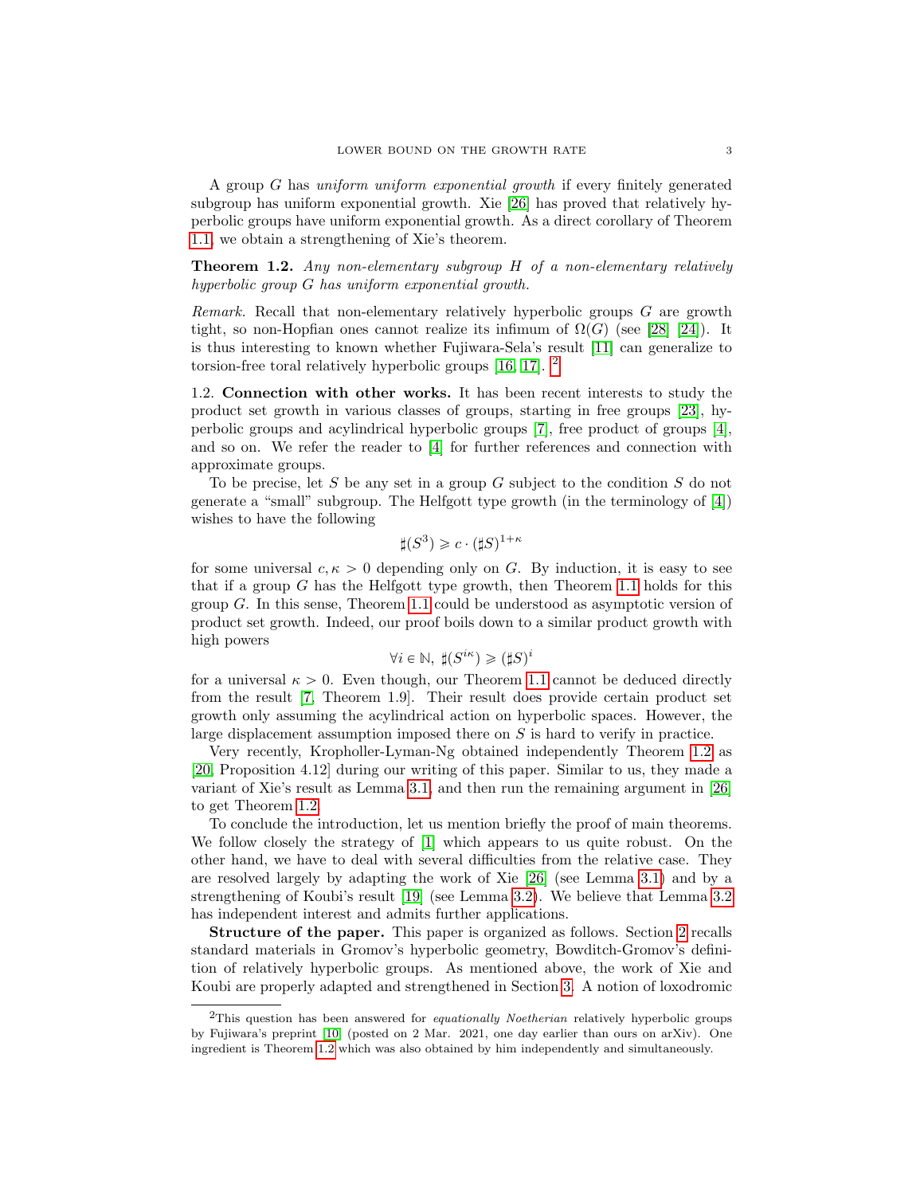A group $G$ has *uniform uniform exponential growth* if every finitely generated subgroup has uniform exponential growth. Xie [26] has proved that relatively hyperbolic groups have uniform exponential growth. As a direct corollary of Theorem 1.1, we obtain a strengthening of Xie's theorem.

**Theorem 1.2.** *Any non-elementary subgroup $H$ of a non-elementary relatively hyperbolic group $G$ has uniform exponential growth.*

*Remark.* Recall that non-elementary relatively hyperbolic groups $G$ are growth tight, so non-Hopfian ones cannot realize its infimum of $\Omega(G)$ (see [28] [24]). It is thus interesting to known whether Fujiwara-Sela's result [11] can generalize to torsion-free toral relatively hyperbolic groups [16, 17]. [2]

1.2. **Connection with other works.** It has been recent interests to study the product set growth in various classes of groups, starting in free groups [23], hyperbolic groups and acylindrical hyperbolic groups [7], free product of groups [4], and so on. We refer the reader to [4] for further references and connection with approximate groups.

To be precise, let $S$ be any set in a group $G$ subject to the condition $S$ do not generate a "small" subgroup. The Helfgott type growth (in the terminology of [4]) wishes to have the following

$$\sharp(S^3) \geqslant c \cdot (\sharp S)^{1+\kappa}$$

for some universal $c, \kappa > 0$ depending only on $G$. By induction, it is easy to see that if a group $G$ has the Helfgott type growth, then Theorem 1.1 holds for this group $G$. In this sense, Theorem 1.1 could be understood as asymptotic version of product set growth. Indeed, our proof boils down to a similar product growth with high powers

$$\forall i \in \mathbb{N}, \ \sharp(S^{i\kappa}) \geqslant (\sharp S)^i$$

for a universal $\kappa > 0$. Even though, our Theorem 1.1 cannot be deduced directly from the result [7, Theorem 1.9]. Their result does provide certain product set growth only assuming the acylindrical action on hyperbolic spaces. However, the large displacement assumption imposed there on $S$ is hard to verify in practice.

Very recently, Kropholler-Lyman-Ng obtained independently Theorem 1.2 as [20, Proposition 4.12] during our writing of this paper. Similar to us, they made a variant of Xie's result as Lemma 3.1, and then run the remaining argument in [26] to get Theorem 1.2.

To conclude the introduction, let us mention briefly the proof of main theorems. We follow closely the strategy of [1] which appears to us quite robust. On the other hand, we have to deal with several difficulties from the relative case. They are resolved largely by adapting the work of Xie [26] (see Lemma 3.1) and by a strengthening of Koubi's result [19] (see Lemma 3.2). We believe that Lemma 3.2 has independent interest and admits further applications.

**Structure of the paper.** This paper is organized as follows. Section 2 recalls standard materials in Gromov's hyperbolic geometry, Bowditch-Gromov's definition of relatively hyperbolic groups. As mentioned above, the work of Xie and Koubi are properly adapted and strengthened in Section 3. A notion of loxodromic

---

[2] This question has been answered for *equationally Noetherian* relatively hyperbolic groups by Fujiwara's preprint [10] (posted on 2 Mar. 2021, one day earlier than ours on arXiv). One ingredient is Theorem 1.2 which was also obtained by him independently and simultaneously.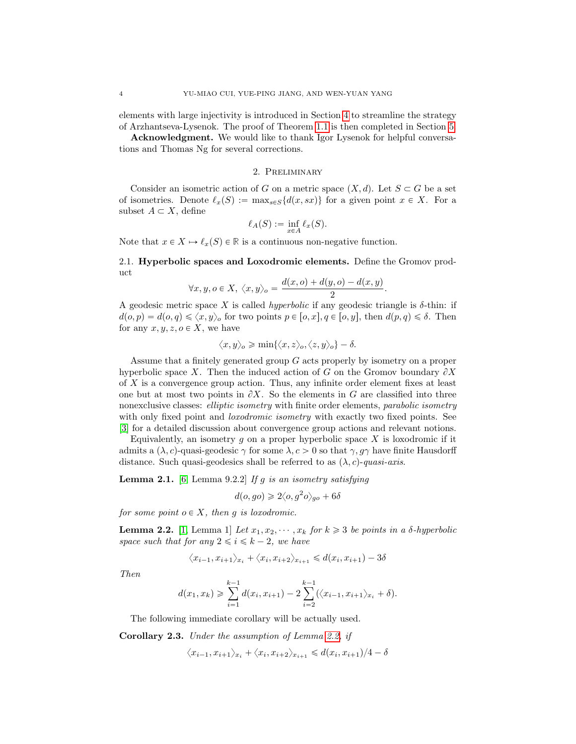elements with large injectivity is introduced in Section 4 to streamline the strategy of Arzhantseva-Lysenok. The proof of Theorem 1.1 is then completed in Section 5.

**Acknowledgment.** We would like to thank Igor Lysenok for helpful conversations and Thomas Ng for several corrections.

## 2. Preliminary

Consider an isometric action of $G$ on a metric space $(X, d)$. Let $S \subset G$ be a set of isometries. Denote $\ell_x(S) := \max_{s \in S}\{d(x, sx)\}$ for a given point $x \in X$. For a subset $A \subset X$, define

$$\ell_A(S) := \inf_{x \in A} \ell_x(S).$$

Note that $x \in X \mapsto \ell_x(S) \in \mathbb{R}$ is a continuous non-negative function.

### 2.1. Hyperbolic spaces and Loxodromic elements.

Define the Gromov product

$$\forall x, y, o \in X,\ \langle x, y\rangle_o = \frac{d(x, o) + d(y, o) - d(x, y)}{2}.$$

A geodesic metric space $X$ is called *hyperbolic* if any geodesic triangle is $\delta$-thin: if $d(o, p) = d(o, q) \leqslant \langle x, y\rangle_o$ for two points $p \in [o, x], q \in [o, y]$, then $d(p, q) \leqslant \delta$. Then for any $x, y, z, o \in X$, we have

$$\langle x, y\rangle_o \geqslant \min\{\langle x, z\rangle_o, \langle z, y\rangle_o\} - \delta.$$

Assume that a finitely generated group $G$ acts properly by isometry on a proper hyperbolic space $X$. Then the induced action of $G$ on the Gromov boundary $\partial X$ of $X$ is a convergence group action. Thus, any infinite order element fixes at least one but at most two points in $\partial X$. So the elements in $G$ are classified into three nonexclusive classes: *elliptic isometry* with finite order elements, *parabolic isometry* with only fixed point and *loxodromic isometry* with exactly two fixed points. See [3] for a detailed discussion about convergence group actions and relevant notions.

Equivalently, an isometry $g$ on a proper hyperbolic space $X$ is loxodromic if it admits a $(\lambda, c)$-quasi-geodesic $\gamma$ for some $\lambda, c > 0$ so that $\gamma, g\gamma$ have finite Hausdorff distance. Such quasi-geodesics shall be referred to as $(\lambda, c)$-*quasi-axis*.

**Lemma 2.1.** [6, Lemma 9.2.2] *If $g$ is an isometry satisfying*

$$d(o, go) \geqslant 2\langle o, g^2 o\rangle_{go} + 6\delta$$

*for some point $o \in X$, then $g$ is loxodromic.*

**Lemma 2.2.** [1, Lemma 1] *Let $x_1, x_2, \cdots, x_k$ for $k \geqslant 3$ be points in a $\delta$-hyperbolic space such that for any $2 \leqslant i \leqslant k-2$, we have*

$$\langle x_{i-1}, x_{i+1}\rangle_{x_i} + \langle x_i, x_{i+2}\rangle_{x_{i+1}} \leqslant d(x_i, x_{i+1}) - 3\delta$$

*Then*

$$d(x_1, x_k) \geqslant \sum_{i=1}^{k-1} d(x_i, x_{i+1}) - 2\sum_{i=2}^{k-1}(\langle x_{i-1}, x_{i+1}\rangle_{x_i} + \delta).$$

The following immediate corollary will be actually used.

**Corollary 2.3.** *Under the assumption of Lemma 2.2, if*

$$\langle x_{i-1}, x_{i+1}\rangle_{x_i} + \langle x_i, x_{i+2}\rangle_{x_{i+1}} \leqslant d(x_i, x_{i+1})/4 - \delta$$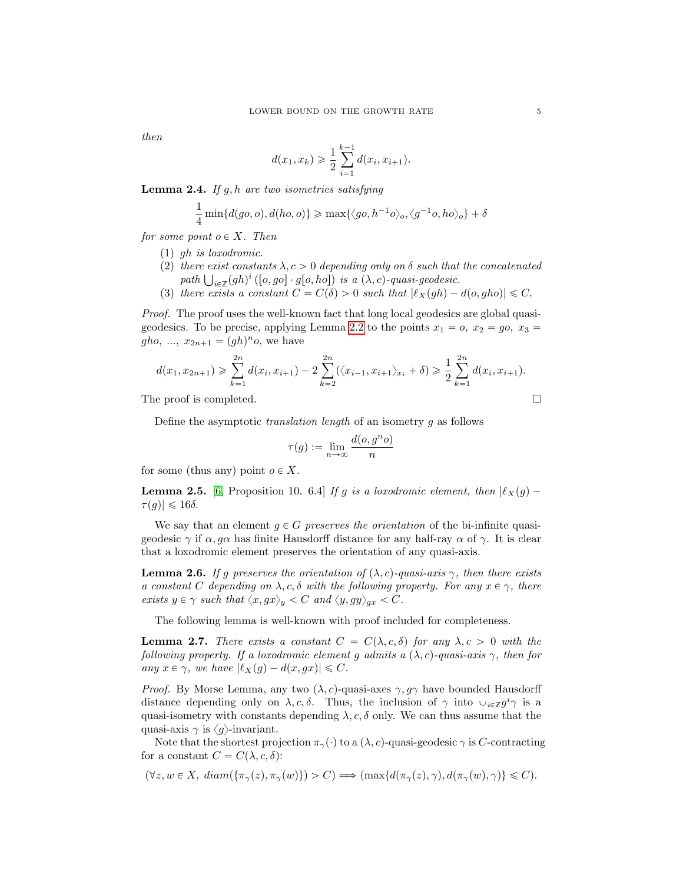then

$$d(x_1, x_k) \geqslant \frac{1}{2}\sum_{i=1}^{k-1} d(x_i, x_{i+1}).$$

**Lemma 2.4.** *If $g, h$ are two isometries satisfying*

$$\frac{1}{4}\min\{d(go, o), d(ho, o)\} \geqslant \max\{\langle go, h^{-1}o\rangle_o, \langle g^{-1}o, ho\rangle_o\} + \delta$$

*for some point $o \in X$. Then*

1. *$gh$ is loxodromic.*
2. *there exist constants $\lambda, c > 0$ depending only on $\delta$ such that the concatenated path $\bigcup_{i\in\mathbb{Z}}(gh)^i\left([o, go]\cdot g[o, ho]\right)$ is a $(\lambda, c)$-quasi-geodesic.*
3. *there exists a constant $C = C(\delta) > 0$ such that $|\ell_X(gh) - d(o, gho)| \leqslant C$.*

*Proof.* The proof uses the well-known fact that long local geodesics are global quasi-geodesics. To be precise, applying Lemma 2.2 to the points $x_1 = o,\ x_2 = go,\ x_3 = gho,\ ...,\ x_{2n+1} = (gh)^n o$, we have

$$d(x_1, x_{2n+1}) \geqslant \sum_{k=1}^{2n} d(x_i, x_{i+1}) - 2\sum_{k=2}^{2n}(\langle x_{i-1}, x_{i+1}\rangle_{x_i} + \delta) \geqslant \frac{1}{2}\sum_{k=1}^{2n} d(x_i, x_{i+1}).$$

The proof is completed. □

Define the asymptotic *translation length* of an isometry $g$ as follows

$$\tau(g) := \lim_{n\to\infty}\frac{d(o, g^n o)}{n}$$

for some (thus any) point $o \in X$.

**Lemma 2.5.** [6, Proposition 10. 6.4] *If $g$ is a loxodromic element, then $|\ell_X(g) - \tau(g)| \leqslant 16\delta$.*

We say that an element $g \in G$ *preserves the orientation* of the bi-infinite quasi-geodesic $\gamma$ if $\alpha, g\alpha$ has finite Hausdorff distance for any half-ray $\alpha$ of $\gamma$. It is clear that a loxodromic element preserves the orientation of any quasi-axis.

**Lemma 2.6.** *If $g$ preserves the orientation of $(\lambda, c)$-quasi-axis $\gamma$, then there exists a constant $C$ depending on $\lambda, c, \delta$ with the following property. For any $x \in \gamma$, there exists $y \in \gamma$ such that $\langle x, gx\rangle_y < C$ and $\langle y, gy\rangle_{gx} < C$.*

The following lemma is well-known with proof included for completeness.

**Lemma 2.7.** *There exists a constant $C = C(\lambda, c, \delta)$ for any $\lambda, c > 0$ with the following property. If a loxodromic element $g$ admits a $(\lambda, c)$-quasi-axis $\gamma$, then for any $x \in \gamma$, we have $|\ell_X(g) - d(x, gx)| \leqslant C$.*

*Proof.* By Morse Lemma, any two $(\lambda, c)$-quasi-axes $\gamma, g\gamma$ have bounded Hausdorff distance depending only on $\lambda, c, \delta$. Thus, the inclusion of $\gamma$ into $\cup_{i\in\mathbb{Z}} g^i\gamma$ is a quasi-isometry with constants depending $\lambda, c, \delta$ only. We can thus assume that the quasi-axis $\gamma$ is $\langle g\rangle$-invariant.

Note that the shortest projection $\pi_\gamma(\cdot)$ to a $(\lambda, c)$-quasi-geodesic $\gamma$ is $C$-contracting for a constant $C = C(\lambda, c, \delta)$:

$$(\forall z, w \in X,\ diam(\{\pi_\gamma(z), \pi_\gamma(w)\}) > C) \Longrightarrow (\max\{d(\pi_\gamma(z), \gamma), d(\pi_\gamma(w), \gamma)\} \leqslant C).$$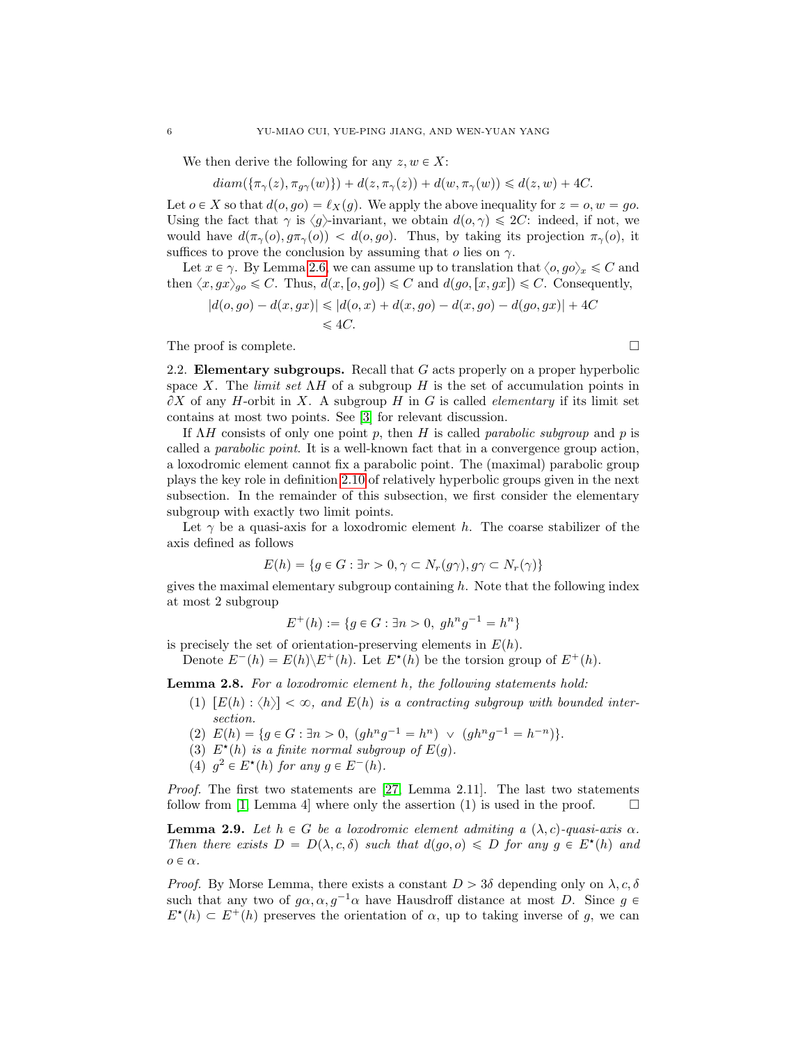We then derive the following for any $z, w \in X$:

$$diam(\{\pi_\gamma(z), \pi_{g\gamma}(w)\}) + d(z, \pi_\gamma(z)) + d(w, \pi_\gamma(w)) \leqslant d(z, w) + 4C.$$

Let $o \in X$ so that $d(o, go) = \ell_X(g)$. We apply the above inequality for $z = o, w = go$. Using the fact that $\gamma$ is $\langle g \rangle$-invariant, we obtain $d(o, \gamma) \leqslant 2C$: indeed, if not, we would have $d(\pi_\gamma(o), g\pi_\gamma(o)) < d(o, go)$. Thus, by taking its projection $\pi_\gamma(o)$, it suffices to prove the conclusion by assuming that $o$ lies on $\gamma$.

Let $x \in \gamma$. By Lemma 2.6, we can assume up to translation that $\langle o, go \rangle_x \leqslant C$ and then $\langle x, gx \rangle_{go} \leqslant C$. Thus, $d(x, [o, go]) \leqslant C$ and $d(go, [x, gx]) \leqslant C$. Consequently,

$$\begin{aligned}
|d(o, go) - d(x, gx)| &\leqslant |d(o, x) + d(x, go) - d(x, go) - d(go, gx)| + 4C \\
&\leqslant 4C.
\end{aligned}$$

The proof is complete. $\square$

## 2.2. Elementary subgroups.

Recall that $G$ acts properly on a proper hyperbolic space $X$. The *limit set* $\Lambda H$ of a subgroup $H$ is the set of accumulation points in $\partial X$ of any $H$-orbit in $X$. A subgroup $H$ in $G$ is called *elementary* if its limit set contains at most two points. See [3] for relevant discussion.

If $\Lambda H$ consists of only one point $p$, then $H$ is called *parabolic subgroup* and $p$ is called a *parabolic point*. It is a well-known fact that in a convergence group action, a loxodromic element cannot fix a parabolic point. The (maximal) parabolic group plays the key role in definition 2.10 of relatively hyperbolic groups given in the next subsection. In the remainder of this subsection, we first consider the elementary subgroup with exactly two limit points.

Let $\gamma$ be a quasi-axis for a loxodromic element $h$. The coarse stabilizer of the axis defined as follows

$$E(h) = \{g \in G : \exists r > 0, \gamma \subset N_r(g\gamma), g\gamma \subset N_r(\gamma)\}$$

gives the maximal elementary subgroup containing $h$. Note that the following index at most 2 subgroup

$$E^+(h) := \{g \in G : \exists n > 0, \; gh^n g^{-1} = h^n\}$$

is precisely the set of orientation-preserving elements in $E(h)$.

Denote $E^-(h) = E(h) \backslash E^+(h)$. Let $E^\star(h)$ be the torsion group of $E^+(h)$.

**Lemma 2.8.** *For a loxodromic element $h$, the following statements hold:*

1. *$[E(h) : \langle h \rangle] < \infty$, and $E(h)$ is a contracting subgroup with bounded intersection.*
2. *$E(h) = \{g \in G : \exists n > 0, \; (gh^n g^{-1} = h^n) \; \vee \; (gh^n g^{-1} = h^{-n})\}$.*
3. *$E^\star(h)$ is a finite normal subgroup of $E(g)$.*
4. *$g^2 \in E^\star(h)$ for any $g \in E^-(h)$.*

*Proof.* The first two statements are [27, Lemma 2.11]. The last two statements follow from [1, Lemma 4] where only the assertion (1) is used in the proof. $\square$

**Lemma 2.9.** *Let $h \in G$ be a loxodromic element admiting a $(\lambda, c)$-quasi-axis $\alpha$. Then there exists $D = D(\lambda, c, \delta)$ such that $d(go, o) \leqslant D$ for any $g \in E^\star(h)$ and $o \in \alpha$.*

*Proof.* By Morse Lemma, there exists a constant $D > 3\delta$ depending only on $\lambda, c, \delta$ such that any two of $g\alpha, \alpha, g^{-1}\alpha$ have Hausdroff distance at most $D$. Since $g \in E^\star(h) \subset E^+(h)$ preserves the orientation of $\alpha$, up to taking inverse of $g$, we can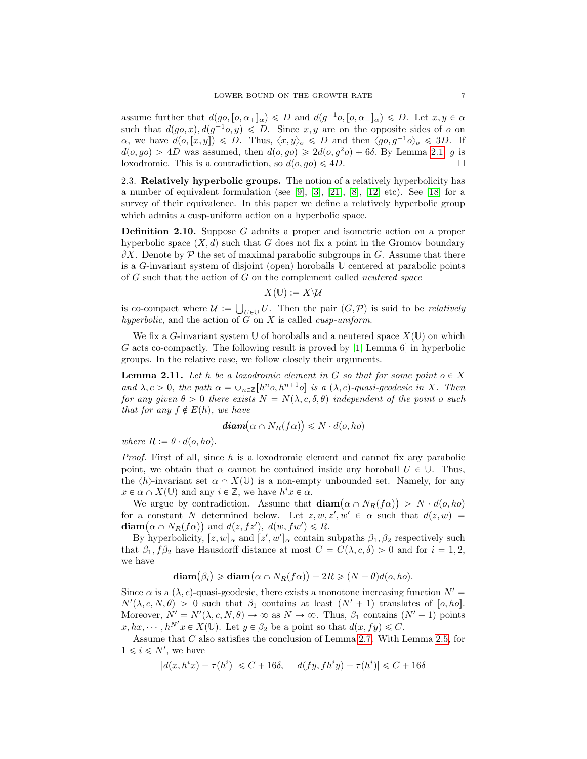assume further that $d(go, [o, \alpha_+]_\alpha) \leqslant D$ and $d(g^{-1}o, [o, \alpha_-]_\alpha) \leqslant D$. Let $x, y \in \alpha$ such that $d(go, x), d(g^{-1}o, y) \leqslant D$. Since $x, y$ are on the opposite sides of $o$ on $\alpha$, we have $d(o, [x, y]) \leqslant D$. Thus, $\langle x, y \rangle_o \leqslant D$ and then $\langle go, g^{-1}o \rangle_o \leqslant 3D$. If $d(o, go) > 4D$ was assumed, then $d(o, go) \geqslant 2d(o, g^2 o) + 6\delta$. By Lemma 2.1, $g$ is loxodromic. This is a contradiction, so $d(o, go) \leqslant 4D$. □

2.3. **Relatively hyperbolic groups.** The notion of a relatively hyperbolicity has a number of equivalent formulation (see [9], [3], [21], [8], [12] etc). See [18] for a survey of their equivalence. In this paper we define a relatively hyperbolic group which admits a cusp-uniform action on a hyperbolic space.

**Definition 2.10.** Suppose $G$ admits a proper and isometric action on a proper hyperbolic space $(X, d)$ such that $G$ does not fix a point in the Gromov boundary $\partial X$. Denote by $\mathcal{P}$ the set of maximal parabolic subgroups in $G$. Assume that there is a $G$-invariant system of disjoint (open) horoballs $\mathbb{U}$ centered at parabolic points of $G$ such that the action of $G$ on the complement called *neutered space*

$$X(\mathbb{U}) := X \backslash \mathcal{U}$$

is co-compact where $\mathcal{U} := \bigcup_{U \in \mathbb{U}} U$. Then the pair $(G, \mathcal{P})$ is said to be *relatively hyperbolic*, and the action of $G$ on $X$ is called *cusp-uniform*.

We fix a $G$-invariant system $\mathbb{U}$ of horoballs and a neutered space $X(\mathbb{U})$ on which $G$ acts co-compactly. The following result is proved by [1, Lemma 6] in hyperbolic groups. In the relative case, we follow closely their arguments.

**Lemma 2.11.** *Let $h$ be a loxodromic element in $G$ so that for some point $o \in X$ and $\lambda, c > 0$, the path $\alpha = \cup_{n \in \mathbb{Z}} [h^n o, h^{n+1} o]$ is a $(\lambda, c)$-quasi-geodesic in $X$. Then for any given $\theta > 0$ there exists $N = N(\lambda, c, \delta, \theta)$ independent of the point $o$ such that for any $f \notin E(h)$, we have*

$$\textbf{\textit{diam}}\big(\alpha \cap N_R(f\alpha)\big) \leqslant N \cdot d(o, ho)$$

*where $R := \theta \cdot d(o, ho)$.*

*Proof.* First of all, since $h$ is a loxodromic element and cannot fix any parabolic point, we obtain that $\alpha$ cannot be contained inside any horoball $U \in \mathbb{U}$. Thus, the $\langle h \rangle$-invariant set $\alpha \cap X(\mathbb{U})$ is a non-empty unbounded set. Namely, for any $x \in \alpha \cap X(\mathbb{U})$ and any $i \in \mathbb{Z}$, we have $h^i x \in \alpha$.

We argue by contradiction. Assume that $\textbf{diam}\big(\alpha \cap N_R(f\alpha)\big) > N \cdot d(o, ho)$ for a constant $N$ determined below. Let $z, w, z', w' \in \alpha$ such that $d(z, w) = \textbf{diam}\big(\alpha \cap N_R(f\alpha)\big)$ and $d(z, fz'),\ d(w, fw') \leqslant R$.

By hyperbolicity, $[z, w]_\alpha$ and $[z', w']_\alpha$ contain subpaths $\beta_1, \beta_2$ respectively such that $\beta_1, f\beta_2$ have Hausdorff distance at most $C = C(\lambda, c, \delta) > 0$ and for $i = 1, 2$, we have

$$\textbf{diam}\big(\beta_i\big) \geqslant \textbf{diam}\big(\alpha \cap N_R(f\alpha)\big) - 2R \geqslant (N - \theta) d(o, ho).$$

Since $\alpha$ is a $(\lambda, c)$-quasi-geodesic, there exists a monotone increasing function $N' = N'(\lambda, c, N, \theta) > 0$ such that $\beta_1$ contains at least $(N' + 1)$ translates of $[o, ho]$. Moreover, $N' = N'(\lambda, c, N, \theta) \to \infty$ as $N \to \infty$. Thus, $\beta_1$ contains $(N' + 1)$ points $x, hx, \cdots, h^{N'} x \in X(\mathbb{U})$. Let $y \in \beta_2$ be a point so that $d(x, fy) \leqslant C$.

Assume that $C$ also satisfies the conclusion of Lemma 2.7. With Lemma 2.5, for $1 \leqslant i \leqslant N'$, we have

$$|d(x, h^i x) - \tau(h^i)| \leqslant C + 16\delta, \quad |d(fy, fh^i y) - \tau(h^i)| \leqslant C + 16\delta$$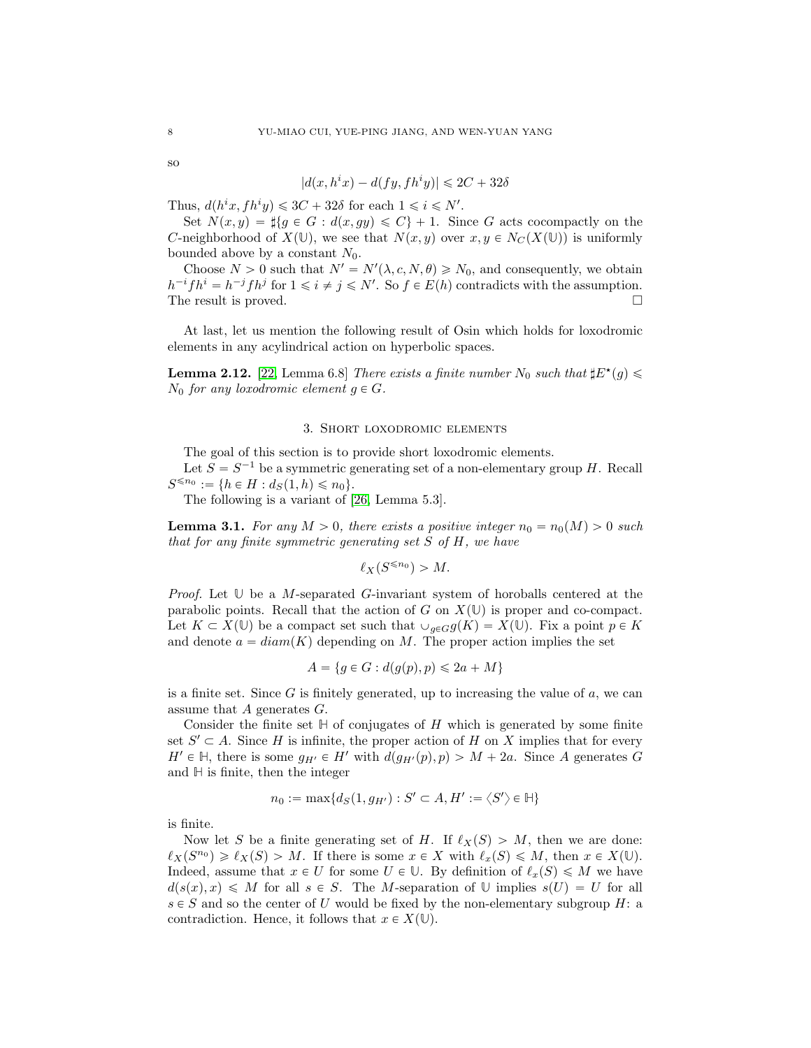so

$$|d(x, h^i x) - d(fy, fh^i y)| \leqslant 2C + 32\delta$$

Thus, $d(h^i x, fh^i y) \leqslant 3C + 32\delta$ for each $1 \leqslant i \leqslant N'$.

Set $N(x, y) = \sharp\{g \in G : d(x, gy) \leqslant C\} + 1$. Since $G$ acts cocompactly on the $C$-neighborhood of $X(\mathbb{U})$, we see that $N(x, y)$ over $x, y \in N_C(X(\mathbb{U}))$ is uniformly bounded above by a constant $N_0$.

Choose $N > 0$ such that $N' = N'(\lambda, c, N, \theta) \geqslant N_0$, and consequently, we obtain $h^{-i} f h^i = h^{-j} f h^j$ for $1 \leqslant i \neq j \leqslant N'$. So $f \in E(h)$ contradicts with the assumption. The result is proved. $\square$

At last, let us mention the following result of Osin which holds for loxodromic elements in any acylindrical action on hyperbolic spaces.

**Lemma 2.12.** [22, Lemma 6.8] *There exists a finite number $N_0$ such that $\sharp E^\star(g) \leqslant N_0$ for any loxodromic element $g \in G$.*

## 3. Short loxodromic elements

The goal of this section is to provide short loxodromic elements.

Let $S = S^{-1}$ be a symmetric generating set of a non-elementary group $H$. Recall $S^{\leqslant n_0} := \{h \in H : d_S(1, h) \leqslant n_0\}$.

The following is a variant of [26, Lemma 5.3].

**Lemma 3.1.** *For any $M > 0$, there exists a positive integer $n_0 = n_0(M) > 0$ such that for any finite symmetric generating set $S$ of $H$, we have*

$$\ell_X(S^{\leqslant n_0}) > M.$$

*Proof.* Let $\mathbb{U}$ be a $M$-separated $G$-invariant system of horoballs centered at the parabolic points. Recall that the action of $G$ on $X(\mathbb{U})$ is proper and co-compact. Let $K \subset X(\mathbb{U})$ be a compact set such that $\cup_{g \in G} g(K) = X(\mathbb{U})$. Fix a point $p \in K$ and denote $a = diam(K)$ depending on $M$. The proper action implies the set

$$A = \{g \in G : d(g(p), p) \leqslant 2a + M\}$$

is a finite set. Since $G$ is finitely generated, up to increasing the value of $a$, we can assume that $A$ generates $G$.

Consider the finite set $\mathbb{H}$ of conjugates of $H$ which is generated by some finite set $S' \subset A$. Since $H$ is infinite, the proper action of $H$ on $X$ implies that for every $H' \in \mathbb{H}$, there is some $g_{H'} \in H'$ with $d(g_{H'}(p), p) > M + 2a$. Since $A$ generates $G$ and $\mathbb{H}$ is finite, then the integer

$$n_0 := \max\{d_S(1, g_{H'}) : S' \subset A, H' := \langle S' \rangle \in \mathbb{H}\}$$

is finite.

Now let $S$ be a finite generating set of $H$. If $\ell_X(S) > M$, then we are done: $\ell_X(S^{n_0}) \geqslant \ell_X(S) > M$. If there is some $x \in X$ with $\ell_x(S) \leqslant M$, then $x \in X(\mathbb{U})$. Indeed, assume that $x \in U$ for some $U \in \mathbb{U}$. By definition of $\ell_x(S) \leqslant M$ we have $d(s(x), x) \leqslant M$ for all $s \in S$. The $M$-separation of $\mathbb{U}$ implies $s(U) = U$ for all $s \in S$ and so the center of $U$ would be fixed by the non-elementary subgroup $H$: a contradiction. Hence, it follows that $x \in X(\mathbb{U})$.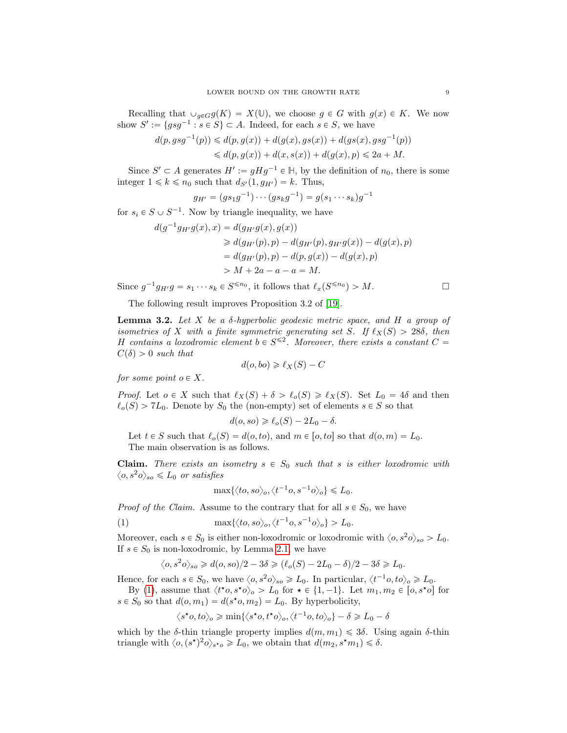Recalling that $\cup_{g\in G} g(K) = X(\mathbb{U})$, we choose $g \in G$ with $g(x) \in K$. We now show $S' := \{gsg^{-1} : s \in S\} \subset A$. Indeed, for each $s \in S$, we have

$$
\begin{aligned}
d(p, gsg^{-1}(p)) &\leqslant d(p, g(x)) + d(g(x), gs(x)) + d(gs(x), gsg^{-1}(p)) \\
&\leqslant d(p, g(x)) + d(x, s(x)) + d(g(x), p) \leqslant 2a + M.
\end{aligned}
$$

Since $S' \subset A$ generates $H' := gHg^{-1} \in \mathbb{H}$, by the definition of $n_0$, there is some integer $1 \leqslant k \leqslant n_0$ such that $d_{S'}(1, g_{H'}) = k$. Thus,

$$
g_{H'} = (gs_1g^{-1}) \cdots (gs_kg^{-1}) = g(s_1 \cdots s_k)g^{-1}
$$

for $s_i \in S \cup S^{-1}$. Now by triangle inequality, we have

$$
\begin{aligned}
d(g^{-1}g_{H'}g(x), x) &= d(g_{H'}g(x), g(x)) \\
&\geqslant d(g_{H'}(p), p) - d(g_{H'}(p), g_{H'}g(x)) - d(g(x), p) \\
&= d(g_{H'}(p), p) - d(p, g(x)) - d(g(x), p) \\
&> M + 2a - a - a = M.
\end{aligned}
$$

Since $g^{-1}g_{H'}g = s_1 \cdots s_k \in S^{\leqslant n_0}$, it follows that $\ell_x(S^{\leqslant n_0}) > M$. □

The following result improves Proposition 3.2 of [19].

**Lemma 3.2.** *Let $X$ be a $\delta$-hyperbolic geodesic metric space, and $H$ a group of isometries of $X$ with a finite symmetric generating set $S$. If $\ell_X(S) > 28\delta$, then $H$ contains a loxodromic element $b \in S^{\leqslant 2}$. Moreover, there exists a constant $C = C(\delta) > 0$ such that*

$$
d(o, bo) \geqslant \ell_X(S) - C
$$

*for some point $o \in X$.*

*Proof.* Let $o \in X$ such that $\ell_X(S) + \delta > \ell_o(S) \geqslant \ell_X(S)$. Set $L_0 = 4\delta$ and then $\ell_o(S) > 7L_0$. Denote by $S_0$ the (non-empty) set of elements $s \in S$ so that

$$
d(o, so) \geqslant \ell_o(S) - 2L_0 - \delta.
$$

Let $t \in S$ such that $\ell_o(S) = d(o, to)$, and $m \in [o, to]$ so that $d(o, m) = L_0$.

The main observation is as follows.

**Claim.** *There exists an isometry $s \in S_0$ such that $s$ is either loxodromic with $\langle o, s^2o\rangle_{so} \leqslant L_0$ or satisfies*

$$
\max\{\langle to, so\rangle_o, \langle t^{-1}o, s^{-1}o\rangle_o\} \leqslant L_0.
$$

*Proof of the Claim.* Assume to the contrary that for all $s \in S_0$, we have

$$
\max\{\langle to, so\rangle_o, \langle t^{-1}o, s^{-1}o\rangle_o\} > L_0. \tag{1}
$$

Moreover, each $s \in S_0$ is either non-loxodromic or loxodromic with $\langle o, s^2o\rangle_{so} > L_0$. If $s \in S_0$ is non-loxodromic, by Lemma 2.1, we have

$$
\langle o, s^2o\rangle_{so} \geqslant d(o, so)/2 - 3\delta \geqslant (\ell_o(S) - 2L_0 - \delta)/2 - 3\delta \geqslant L_0.
$$

Hence, for each $s \in S_0$, we have $\langle o, s^2o\rangle_{so} \geqslant L_0$. In particular, $\langle t^{-1}o, to\rangle_o \geqslant L_0$.

By (1), assume that $\langle t^\star o, s^\star o\rangle_o > L_0$ for $\star \in \{1, -1\}$. Let $m_1, m_2 \in [o, s^\star o]$ for $s \in S_0$ so that $d(o, m_1) = d(s^\star o, m_2) = L_0$. By hyperbolicity,

$$
\langle s^\star o, to\rangle_o \geqslant \min\{\langle s^\star o, t^\star o\rangle_o, \langle t^{-1}o, to\rangle_o\} - \delta \geqslant L_0 - \delta
$$

which by the $\delta$-thin triangle property implies $d(m, m_1) \leqslant 3\delta$. Using again $\delta$-thin triangle with $\langle o, (s^\star)^2o\rangle_{s^\star o} \geqslant L_0$, we obtain that $d(m_2, s^\star m_1) \leqslant \delta$.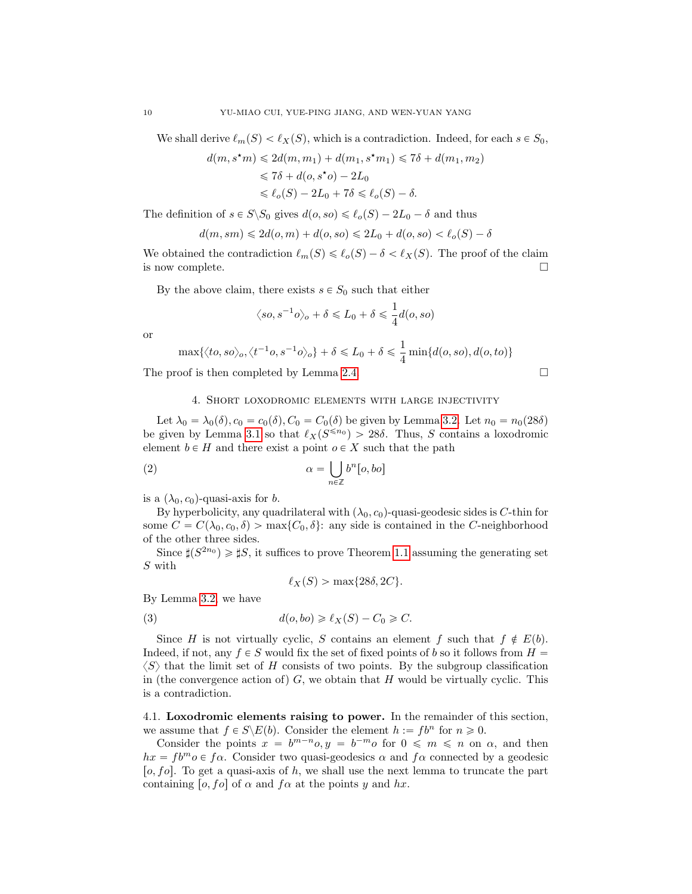We shall derive $\ell_m(S) < \ell_X(S)$, which is a contradiction. Indeed, for each $s \in S_0$,

$$
\begin{aligned}
d(m, s^\star m) &\leqslant 2d(m, m_1) + d(m_1, s^\star m_1) \leqslant 7\delta + d(m_1, m_2) \\
&\leqslant 7\delta + d(o, s^\star o) - 2L_0 \\
&\leqslant \ell_o(S) - 2L_0 + 7\delta \leqslant \ell_o(S) - \delta.
\end{aligned}
$$

The definition of $s \in S \backslash S_0$ gives $d(o, so) \leqslant \ell_o(S) - 2L_0 - \delta$ and thus

$$d(m, sm) \leqslant 2d(o, m) + d(o, so) \leqslant 2L_0 + d(o, so) < \ell_o(S) - \delta$$

We obtained the contradiction $\ell_m(S) \leqslant \ell_o(S) - \delta < \ell_X(S)$. The proof of the claim is now complete. □

By the above claim, there exists $s \in S_0$ such that either

$$\langle so, s^{-1}o\rangle_o + \delta \leqslant L_0 + \delta \leqslant \frac{1}{4} d(o, so)$$

or

$$\max\{\langle to, so\rangle_o, \langle t^{-1}o, s^{-1}o\rangle_o\} + \delta \leqslant L_0 + \delta \leqslant \frac{1}{4} \min\{d(o, so), d(o, to)\}$$

The proof is then completed by Lemma 2.4. □

## 4. Short loxodromic elements with large injectivity

Let $\lambda_0 = \lambda_0(\delta), c_0 = c_0(\delta), C_0 = C_0(\delta)$ be given by Lemma 3.2. Let $n_0 = n_0(28\delta)$ be given by Lemma 3.1 so that $\ell_X(S^{\leqslant n_0}) > 28\delta$. Thus, $S$ contains a loxodromic element $b \in H$ and there exist a point $o \in X$ such that the path

$$\alpha = \bigcup_{n \in \mathbb{Z}} b^n[o, bo] \tag{2}$$

is a $(\lambda_0, c_0)$-quasi-axis for $b$.

By hyperbolicity, any quadrilateral with $(\lambda_0, c_0)$-quasi-geodesic sides is $C$-thin for some $C = C(\lambda_0, c_0, \delta) > \max\{C_0, \delta\}$: any side is contained in the $C$-neighborhood of the other three sides.

Since $\sharp(S^{2n_0}) \geqslant \sharp S$, it suffices to prove Theorem 1.1 assuming the generating set $S$ with

$$\ell_X(S) > \max\{28\delta, 2C\}.$$

By Lemma 3.2, we have

$$d(o, bo) \geqslant \ell_X(S) - C_0 \geqslant C. \tag{3}$$

Since $H$ is not virtually cyclic, $S$ contains an element $f$ such that $f \notin E(b)$. Indeed, if not, any $f \in S$ would fix the set of fixed points of $b$ so it follows from $H = \langle S\rangle$ that the limit set of $H$ consists of two points. By the subgroup classification in (the convergence action of) $G$, we obtain that $H$ would be virtually cyclic. This is a contradiction.

### 4.1. Loxodromic elements raising to power.

In the remainder of this section, we assume that $f \in S\backslash E(b)$. Consider the element $h := fb^n$ for $n \geqslant 0$.

Consider the points $x = b^{m-n}o, y = b^{-m}o$ for $0 \leqslant m \leqslant n$ on $\alpha$, and then $hx = fb^m o \in f\alpha$. Consider two quasi-geodesics $\alpha$ and $f\alpha$ connected by a geodesic $[o, fo]$. To get a quasi-axis of $h$, we shall use the next lemma to truncate the part containing $[o, fo]$ of $\alpha$ and $f\alpha$ at the points $y$ and $hx$.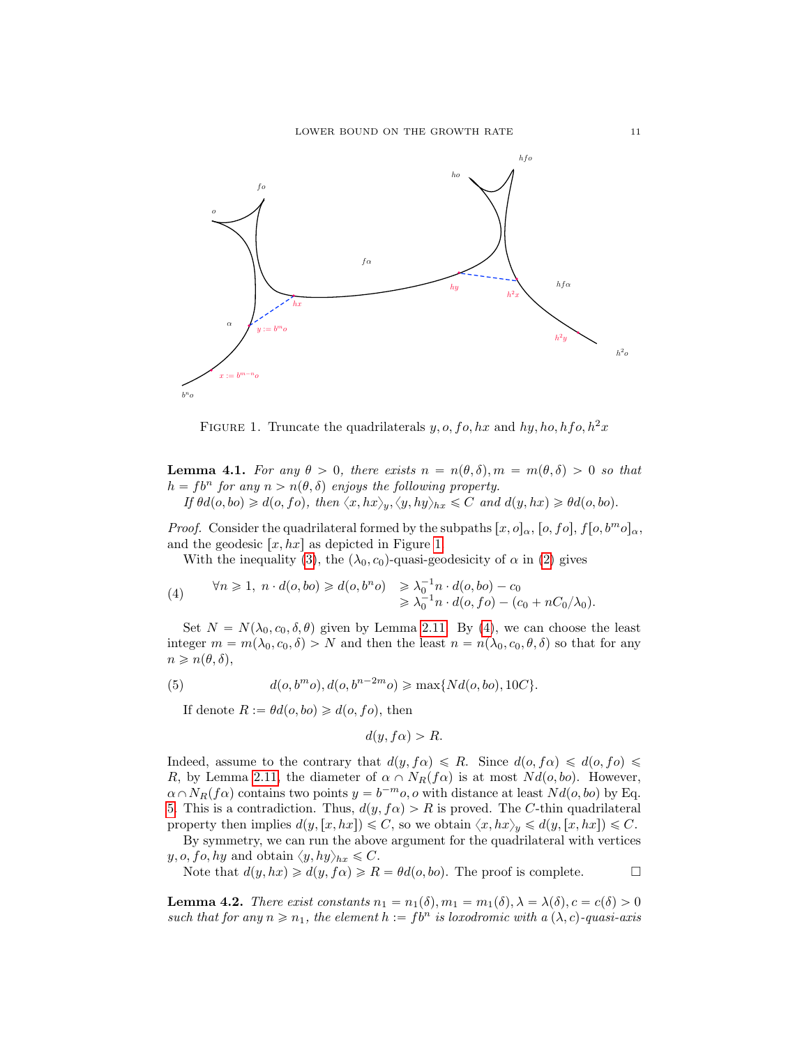FIGURE 1. Truncate the quadrilaterals $y, o, fo, hx$ and $hy, ho, hfo, h^2x$

**Lemma 4.1.** *For any $\theta > 0$, there exists $n = n(\theta, \delta), m = m(\theta, \delta) > 0$ so that $h = fb^n$ for any $n > n(\theta, \delta)$ enjoys the following property.*

*If $\theta d(o, bo) \geqslant d(o, fo)$, then $\langle x, hx\rangle_y, \langle y, hy\rangle_{hx} \leqslant C$ and $d(y, hx) \geqslant \theta d(o, bo)$.*

*Proof.* Consider the quadrilateral formed by the subpaths $[x, o]_\alpha$, $[o, fo]$, $f[o, b^m o]_\alpha$, and the geodesic $[x, hx]$ as depicted in Figure 1.

With the inequality (3), the $(\lambda_0, c_0)$-quasi-geodesicity of $\alpha$ in (2) gives

$$
\forall n \geqslant 1,\ n \cdot d(o, bo) \geqslant d(o, b^n o) \quad \begin{aligned} &\geqslant \lambda_0^{-1} n \cdot d(o, bo) - c_0 \\ &\geqslant \lambda_0^{-1} n \cdot d(o, fo) - (c_0 + nC_0/\lambda_0). \end{aligned} \tag{4}
$$

Set $N = N(\lambda_0, c_0, \delta, \theta)$ given by Lemma 2.11. By (4), we can choose the least integer $m = m(\lambda_0, c_0, \delta) > N$ and then the least $n = n(\lambda_0, c_0, \theta, \delta)$ so that for any $n \geqslant n(\theta, \delta)$,

$$
d(o, b^m o), d(o, b^{n-2m} o) \geqslant \max\{N d(o, bo), 10C\}. \tag{5}
$$

If denote $R := \theta d(o, bo) \geqslant d(o, fo)$, then

$$
d(y, f\alpha) > R.
$$

Indeed, assume to the contrary that $d(y, f\alpha) \leqslant R$. Since $d(o, f\alpha) \leqslant d(o, fo) \leqslant R$, by Lemma 2.11, the diameter of $\alpha \cap N_R(f\alpha)$ is at most $N d(o, bo)$. However, $\alpha \cap N_R(f\alpha)$ contains two points $y = b^{-m}o, o$ with distance at least $N d(o, bo)$ by Eq. 5. This is a contradiction. Thus, $d(y, f\alpha) > R$ is proved. The $C$-thin quadrilateral property then implies $d(y, [x, hx]) \leqslant C$, so we obtain $\langle x, hx\rangle_y \leqslant d(y, [x, hx]) \leqslant C$.

By symmetry, we can run the above argument for the quadrilateral with vertices $y, o, fo, hy$ and obtain $\langle y, hy\rangle_{hx} \leqslant C$.

Note that $d(y, hx) \geqslant d(y, f\alpha) \geqslant R = \theta d(o, bo)$. The proof is complete. $\square$

**Lemma 4.2.** *There exist constants $n_1 = n_1(\delta), m_1 = m_1(\delta), \lambda = \lambda(\delta), c = c(\delta) > 0$ such that for any $n \geqslant n_1$, the element $h := fb^n$ is loxodromic with a $(\lambda, c)$-quasi-axis*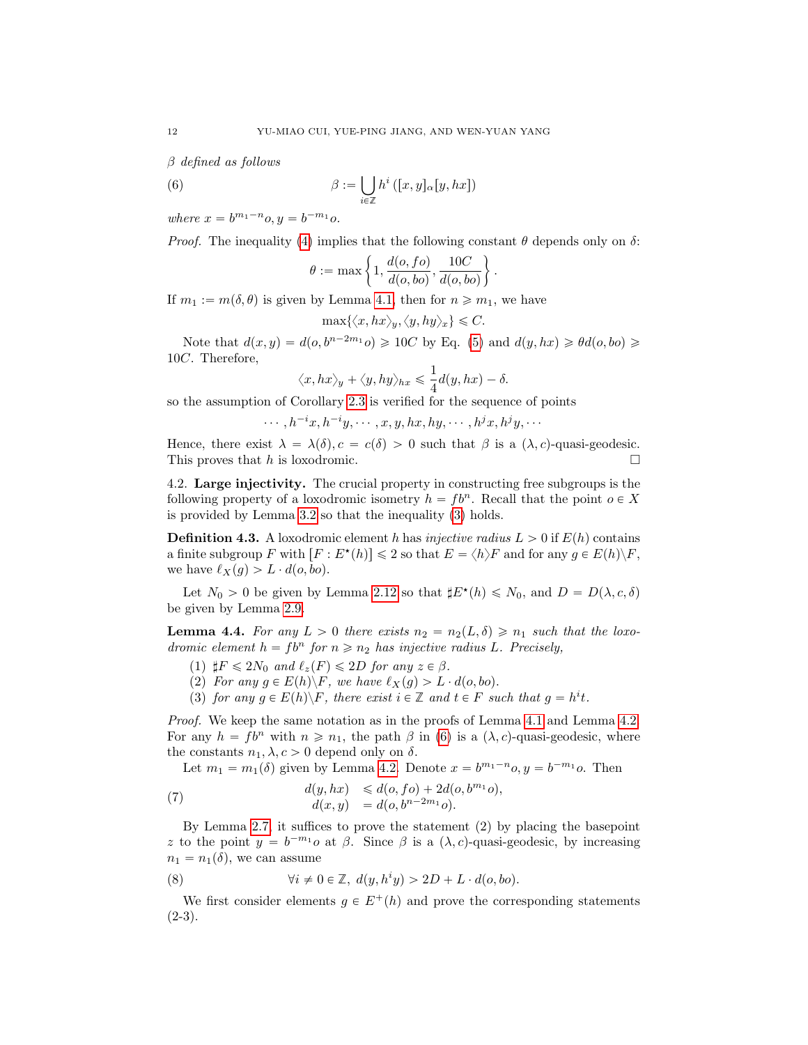*$\beta$ defined as follows*

$$\beta := \bigcup_{i\in\mathbb{Z}} h^i\left([x,y]_\alpha [y,hx]\right) \tag{6}$$

*where $x = b^{m_1-n}o, y = b^{-m_1}o$.*

*Proof.* The inequality (4) implies that the following constant $\theta$ depends only on $\delta$:

$$\theta := \max\left\{1, \frac{d(o,fo)}{d(o,bo)}, \frac{10C}{d(o,bo)}\right\}.$$

If $m_1 := m(\delta,\theta)$ is given by Lemma 4.1, then for $n \geqslant m_1$, we have

$$\max\{\langle x, hx\rangle_y, \langle y, hy\rangle_x\} \leqslant C.$$

Note that $d(x,y) = d(o, b^{n-2m_1}o) \geqslant 10C$ by Eq. (5) and $d(y,hx) \geqslant \theta d(o,bo) \geqslant 10C$. Therefore,

$$\langle x, hx\rangle_y + \langle y, hy\rangle_{hx} \leqslant \frac{1}{4}d(y,hx) - \delta.$$

so the assumption of Corollary 2.3 is verified for the sequence of points

$$\cdots, h^{-i}x, h^{-i}y, \cdots, x, y, hx, hy, \cdots, h^j x, h^j y, \cdots$$

Hence, there exist $\lambda = \lambda(\delta), c = c(\delta) > 0$ such that $\beta$ is a $(\lambda, c)$-quasi-geodesic. This proves that $h$ is loxodromic. $\square$

4.2. **Large injectivity.** The crucial property in constructing free subgroups is the following property of a loxodromic isometry $h = fb^n$. Recall that the point $o \in X$ is provided by Lemma 3.2 so that the inequality (3) holds.

**Definition 4.3.** A loxodromic element $h$ has *injective radius* $L > 0$ if $E(h)$ contains a finite subgroup $F$ with $[F : E^\star(h)] \leqslant 2$ so that $E = \langle h\rangle F$ and for any $g \in E(h)\backslash F$, we have $\ell_X(g) > L \cdot d(o,bo)$.

Let $N_0 > 0$ be given by Lemma 2.12 so that $\sharp E^\star(h) \leqslant N_0$, and $D = D(\lambda, c, \delta)$ be given by Lemma 2.9.

**Lemma 4.4.** *For any $L > 0$ there exists $n_2 = n_2(L,\delta) \geqslant n_1$ such that the loxodromic element $h = fb^n$ for $n \geqslant n_2$ has injective radius $L$. Precisely,*

1. *$\sharp F \leqslant 2N_0$ and $\ell_z(F) \leqslant 2D$ for any $z \in \beta$.*
2. *For any $g \in E(h)\backslash F$, we have $\ell_X(g) > L \cdot d(o,bo)$.*
3. *for any $g \in E(h)\backslash F$, there exist $i \in \mathbb{Z}$ and $t \in F$ such that $g = h^i t$.*

*Proof.* We keep the same notation as in the proofs of Lemma 4.1 and Lemma 4.2. For any $h = fb^n$ with $n \geqslant n_1$, the path $\beta$ in (6) is a $(\lambda, c)$-quasi-geodesic, where the constants $n_1, \lambda, c > 0$ depend only on $\delta$.

Let $m_1 = m_1(\delta)$ given by Lemma 4.2. Denote $x = b^{m_1-n}o, y = b^{-m_1}o$. Then

$$\begin{array}{rl} d(y,hx) & \leqslant d(o,fo) + 2d(o,b^{m_1}o), \\ d(x,y) & = d(o, b^{n-2m_1}o). \end{array} \tag{7}$$

By Lemma 2.7, it suffices to prove the statement (2) by placing the basepoint $z$ to the point $y = b^{-m_1}o$ at $\beta$. Since $\beta$ is a $(\lambda, c)$-quasi-geodesic, by increasing $n_1 = n_1(\delta)$, we can assume

$$\forall i \neq 0 \in \mathbb{Z},\ d(y, h^i y) > 2D + L \cdot d(o,bo). \tag{8}$$

We first consider elements $g \in E^+(h)$ and prove the corresponding statements (2-3).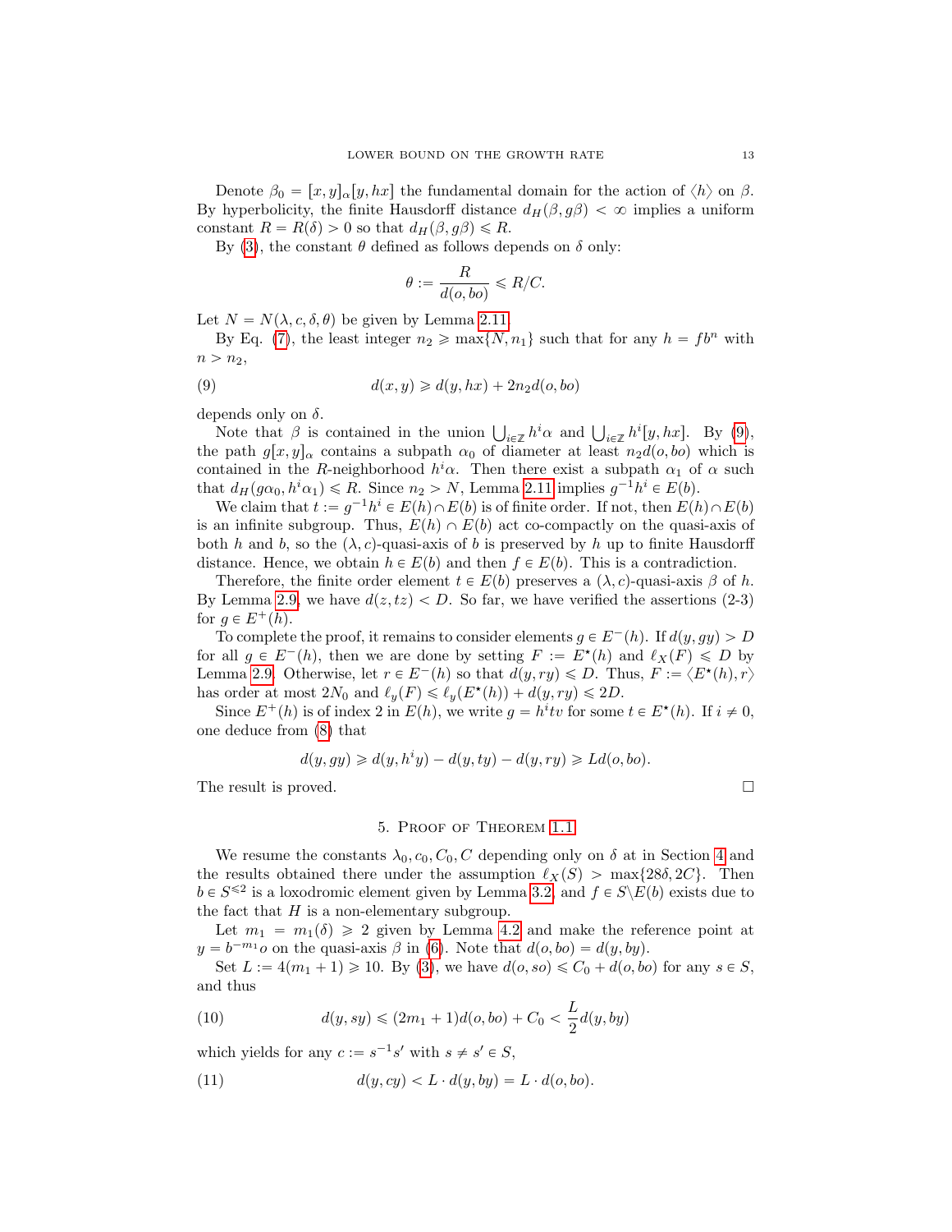Denote $\beta_0 = [x, y]_\alpha [y, hx]$ the fundamental domain for the action of $\langle h \rangle$ on $\beta$. By hyperbolicity, the finite Hausdorff distance $d_H(\beta, g\beta) < \infty$ implies a uniform constant $R = R(\delta) > 0$ so that $d_H(\beta, g\beta) \leqslant R$.

By (3), the constant $\theta$ defined as follows depends on $\delta$ only:

$$\theta := \frac{R}{d(o, bo)} \leqslant R/C.$$

Let $N = N(\lambda, c, \delta, \theta)$ be given by Lemma 2.11.

By Eq. (7), the least integer $n_2 \geqslant \max\{N, n_1\}$ such that for any $h = fb^n$ with $n > n_2$,

$$d(x, y) \geqslant d(y, hx) + 2n_2 d(o, bo) \tag{9}$$

depends only on $\delta$.

Note that $\beta$ is contained in the union $\bigcup_{i\in\mathbb{Z}} h^i \alpha$ and $\bigcup_{i\in\mathbb{Z}} h^i[y, hx]$. By (9), the path $g[x, y]_\alpha$ contains a subpath $\alpha_0$ of diameter at least $n_2 d(o, bo)$ which is contained in the $R$-neighborhood $h^i\alpha$. Then there exist a subpath $\alpha_1$ of $\alpha$ such that $d_H(g\alpha_0, h^i\alpha_1) \leqslant R$. Since $n_2 > N$, Lemma 2.11 implies $g^{-1}h^i \in E(b)$.

We claim that $t := g^{-1}h^i \in E(h) \cap E(b)$ is of finite order. If not, then $E(h) \cap E(b)$ is an infinite subgroup. Thus, $E(h) \cap E(b)$ act co-compactly on the quasi-axis of both $h$ and $b$, so the $(\lambda, c)$-quasi-axis of $b$ is preserved by $h$ up to finite Hausdorff distance. Hence, we obtain $h \in E(b)$ and then $f \in E(b)$. This is a contradiction.

Therefore, the finite order element $t \in E(b)$ preserves a $(\lambda, c)$-quasi-axis $\beta$ of $h$. By Lemma 2.9, we have $d(z, tz) < D$. So far, we have verified the assertions (2-3) for $g \in E^+(h)$.

To complete the proof, it remains to consider elements $g \in E^-(h)$. If $d(y, gy) > D$ for all $g \in E^-(h)$, then we are done by setting $F := E^\star(h)$ and $\ell_X(F) \leqslant D$ by Lemma 2.9. Otherwise, let $r \in E^-(h)$ so that $d(y, ry) \leqslant D$. Thus, $F := \langle E^\star(h), r\rangle$ has order at most $2N_0$ and $\ell_y(F) \leqslant \ell_y(E^\star(h)) + d(y, ry) \leqslant 2D$.

Since $E^+(h)$ is of index 2 in $E(h)$, we write $g = h^i tv$ for some $t \in E^\star(h)$. If $i \neq 0$, one deduce from (8) that

$$d(y, gy) \geqslant d(y, h^i y) - d(y, ty) - d(y, ry) \geqslant L d(o, bo).$$

The result is proved. $\square$

## 5. Proof of Theorem 1.1

We resume the constants $\lambda_0, c_0, C_0, C$ depending only on $\delta$ at in Section 4 and the results obtained there under the assumption $\ell_X(S) > \max\{28\delta, 2C\}$. Then $b \in S^{\leqslant 2}$ is a loxodromic element given by Lemma 3.2, and $f \in S\backslash E(b)$ exists due to the fact that $H$ is a non-elementary subgroup.

Let $m_1 = m_1(\delta) \geqslant 2$ given by Lemma 4.2 and make the reference point at $y = b^{-m_1}o$ on the quasi-axis $\beta$ in (6). Note that $d(o, bo) = d(y, by)$.

Set $L := 4(m_1 + 1) \geqslant 10$. By (3), we have $d(o, so) \leqslant C_0 + d(o, bo)$ for any $s \in S$, and thus

$$d(y, sy) \leqslant (2m_1 + 1) d(o, bo) + C_0 < \frac{L}{2} d(y, by) \tag{10}$$

which yields for any $c := s^{-1}s'$ with $s \neq s' \in S$,

$$d(y, cy) < L \cdot d(y, by) = L \cdot d(o, bo). \tag{11}$$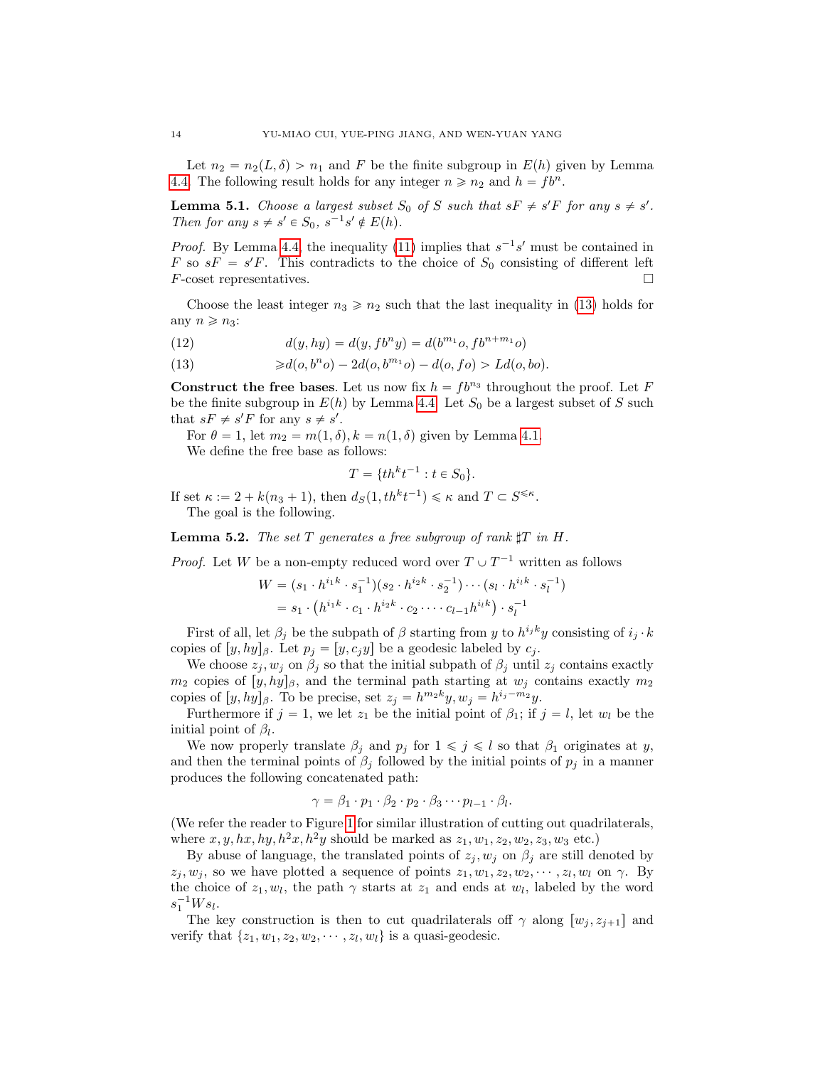Let $n_2 = n_2(L, \delta) > n_1$ and $F$ be the finite subgroup in $E(h)$ given by Lemma 4.4. The following result holds for any integer $n \geqslant n_2$ and $h = fb^n$.

**Lemma 5.1.** *Choose a largest subset $S_0$ of $S$ such that $sF \neq s'F$ for any $s \neq s'$. Then for any $s \neq s' \in S_0$, $s^{-1}s' \notin E(h)$.*

*Proof.* By Lemma 4.4, the inequality (11) implies that $s^{-1}s'$ must be contained in $F$ so $sF = s'F$. This contradicts to the choice of $S_0$ consisting of different left $F$-coset representatives. □

Choose the least integer $n_3 \geqslant n_2$ such that the last inequality in (13) holds for any $n \geqslant n_3$:

$$d(y, hy) = d(y, fb^n y) = d(b^{m_1}o, fb^{n+m_1}o) \tag{12}$$

$$\geqslant d(o, b^n o) - 2d(o, b^{m_1}o) - d(o, fo) > Ld(o, bo). \tag{13}$$

**Construct the free bases**. Let us now fix $h = fb^{n_3}$ throughout the proof. Let $F$ be the finite subgroup in $E(h)$ by Lemma 4.4. Let $S_0$ be a largest subset of $S$ such that $sF \neq s'F$ for any $s \neq s'$.

For $\theta = 1$, let $m_2 = m(1, \delta), k = n(1, \delta)$ given by Lemma 4.1.

We define the free base as follows:

$$T = \{th^k t^{-1} : t \in S_0\}.$$

If set $\kappa := 2 + k(n_3 + 1)$, then $d_S(1, th^k t^{-1}) \leqslant \kappa$ and $T \subset S^{\leqslant \kappa}$.

The goal is the following.

**Lemma 5.2.** *The set $T$ generates a free subgroup of rank $\sharp T$ in $H$.*

*Proof.* Let $W$ be a non-empty reduced word over $T \cup T^{-1}$ written as follows

$$W = (s_1 \cdot h^{i_1 k} \cdot s_1^{-1})(s_2 \cdot h^{i_2 k} \cdot s_2^{-1}) \cdots (s_l \cdot h^{i_l k} \cdot s_l^{-1})$$
$$= s_1 \cdot \left(h^{i_1 k} \cdot c_1 \cdot h^{i_2 k} \cdot c_2 \cdot \cdots \cdot c_{l-1} h^{i_l k}\right) \cdot s_l^{-1}$$

First of all, let $\beta_j$ be the subpath of $\beta$ starting from $y$ to $h^{i_j k}y$ consisting of $i_j \cdot k$ copies of $[y, hy]_\beta$. Let $p_j = [y, c_j y]$ be a geodesic labeled by $c_j$.

We choose $z_j, w_j$ on $\beta_j$ so that the initial subpath of $\beta_j$ until $z_j$ contains exactly $m_2$ copies of $[y, hy]_\beta$, and the terminal path starting at $w_j$ contains exactly $m_2$ copies of $[y, hy]_\beta$. To be precise, set $z_j = h^{m_2 k}y, w_j = h^{i_j - m_2}y$.

Furthermore if $j = 1$, we let $z_1$ be the initial point of $\beta_1$; if $j = l$, let $w_l$ be the initial point of $\beta_l$.

We now properly translate $\beta_j$ and $p_j$ for $1 \leqslant j \leqslant l$ so that $\beta_1$ originates at $y$, and then the terminal points of $\beta_j$ followed by the initial points of $p_j$ in a manner produces the following concatenated path:

$$\gamma = \beta_1 \cdot p_1 \cdot \beta_2 \cdot p_2 \cdot \beta_3 \cdots p_{l-1} \cdot \beta_l.$$

(We refer the reader to Figure 1 for similar illustration of cutting out quadrilaterals, where $x, y, hx, hy, h^2x, h^2y$ should be marked as $z_1, w_1, z_2, w_2, z_3, w_3$ etc.)

By abuse of language, the translated points of $z_j, w_j$ on $\beta_j$ are still denoted by $z_j, w_j$, so we have plotted a sequence of points $z_1, w_1, z_2, w_2, \cdots, z_l, w_l$ on $\gamma$. By the choice of $z_1, w_l$, the path $\gamma$ starts at $z_1$ and ends at $w_l$, labeled by the word $s_1^{-1}Ws_l$.

The key construction is then to cut quadrilaterals off $\gamma$ along $[w_j, z_{j+1}]$ and verify that $\{z_1, w_1, z_2, w_2, \cdots, z_l, w_l\}$ is a quasi-geodesic.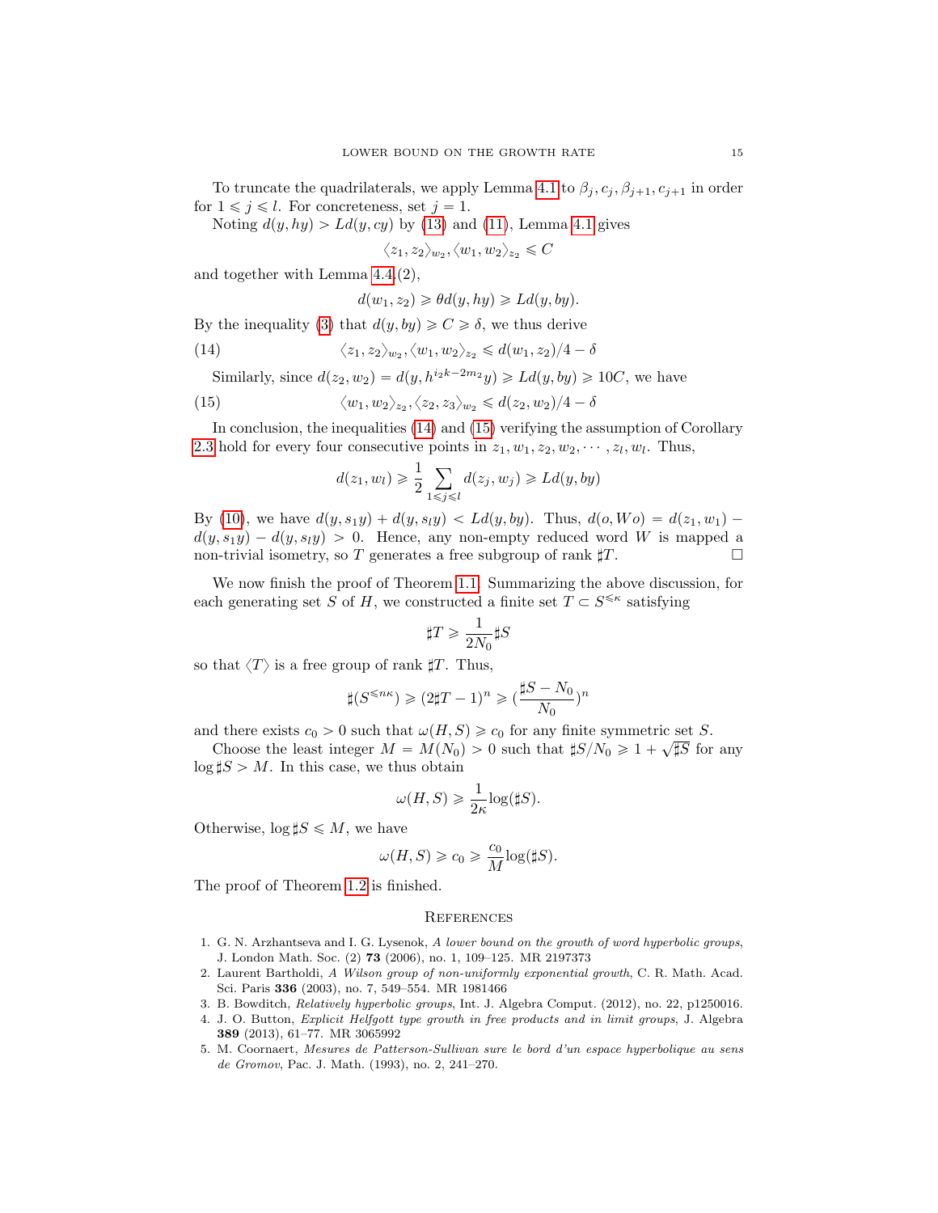To truncate the quadrilaterals, we apply Lemma 4.1 to $\beta_j, c_j, \beta_{j+1}, c_{j+1}$ in order for $1 \leqslant j \leqslant l$. For concreteness, set $j = 1$.

Noting $d(y, hy) > Ld(y, cy)$ by (13) and (11), Lemma 4.1 gives

$$\langle z_1, z_2 \rangle_{w_2}, \langle w_1, w_2 \rangle_{z_2} \leqslant C$$

and together with Lemma 4.4.(2),

$$d(w_1, z_2) \geqslant \theta d(y, hy) \geqslant Ld(y, by).$$

By the inequality (3) that $d(y, by) \geqslant C \geqslant \delta$, we thus derive

$$\langle z_1, z_2 \rangle_{w_2}, \langle w_1, w_2 \rangle_{z_2} \leqslant d(w_1, z_2)/4 - \delta \tag{14}$$

Similarly, since $d(z_2, w_2) = d(y, h^{i_2 k - 2m_2} y) \geqslant Ld(y, by) \geqslant 10C$, we have

$$\langle w_1, w_2 \rangle_{z_2}, \langle z_2, z_3 \rangle_{w_2} \leqslant d(z_2, w_2)/4 - \delta \tag{15}$$

In conclusion, the inequalities (14) and (15) verifying the assumption of Corollary 2.3 hold for every four consecutive points in $z_1, w_1, z_2, w_2, \cdots, z_l, w_l$. Thus,

$$d(z_1, w_l) \geqslant \frac{1}{2} \sum_{1 \leqslant j \leqslant l} d(z_j, w_j) \geqslant Ld(y, by)$$

By (10), we have $d(y, s_1 y) + d(y, s_l y) < Ld(y, by)$. Thus, $d(o, Wo) = d(z_1, w_1) - d(y, s_1 y) - d(y, s_l y) > 0$. Hence, any non-empty reduced word $W$ is mapped a non-trivial isometry, so $T$ generates a free subgroup of rank $\sharp T$. □

We now finish the proof of Theorem 1.1. Summarizing the above discussion, for each generating set $S$ of $H$, we constructed a finite set $T \subset S^{\leqslant \kappa}$ satisfying

$$\sharp T \geqslant \frac{1}{2N_0} \sharp S$$

so that $\langle T \rangle$ is a free group of rank $\sharp T$. Thus,

$$\sharp(S^{\leqslant n\kappa}) \geqslant (2\sharp T - 1)^n \geqslant (\frac{\sharp S - N_0}{N_0})^n$$

and there exists $c_0 > 0$ such that $\omega(H, S) \geqslant c_0$ for any finite symmetric set $S$.

Choose the least integer $M = M(N_0) > 0$ such that $\sharp S/N_0 \geqslant 1 + \sqrt{\sharp S}$ for any $\log \sharp S > M$. In this case, we thus obtain

$$\omega(H, S) \geqslant \frac{1}{2\kappa} \log(\sharp S).$$

Otherwise, $\log \sharp S \leqslant M$, we have

$$\omega(H, S) \geqslant c_0 \geqslant \frac{c_0}{M} \log(\sharp S).$$

The proof of Theorem 1.2 is finished.

## References

1. G. N. Arzhantseva and I. G. Lysenok, *A lower bound on the growth of word hyperbolic groups*, J. London Math. Soc. (2) **73** (2006), no. 1, 109–125. MR 2197373
2. Laurent Bartholdi, *A Wilson group of non-uniformly exponential growth*, C. R. Math. Acad. Sci. Paris **336** (2003), no. 7, 549–554. MR 1981466
3. B. Bowditch, *Relatively hyperbolic groups*, Int. J. Algebra Comput. (2012), no. 22, p1250016.
4. J. O. Button, *Explicit Helfgott type growth in free products and in limit groups*, J. Algebra **389** (2013), 61–77. MR 3065992
5. M. Coornaert, *Mesures de Patterson-Sullivan sure le bord d'un espace hyperbolique au sens de Gromov*, Pac. J. Math. (1993), no. 2, 241–270.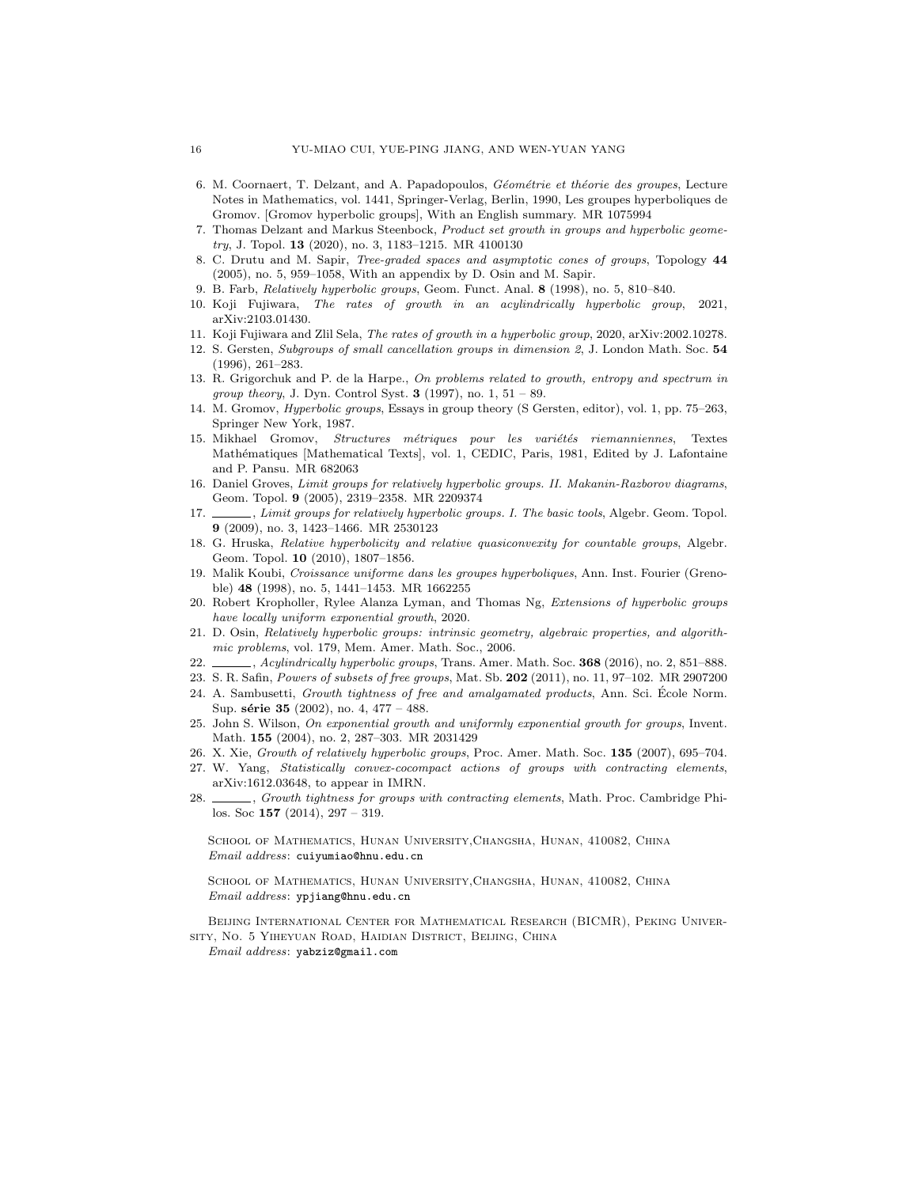6. M. Coornaert, T. Delzant, and A. Papadopoulos, *Géométrie et théorie des groupes*, Lecture Notes in Mathematics, vol. 1441, Springer-Verlag, Berlin, 1990, Les groupes hyperboliques de Gromov. [Gromov hyperbolic groups], With an English summary. MR 1075994
7. Thomas Delzant and Markus Steenbock, *Product set growth in groups and hyperbolic geometry*, J. Topol. **13** (2020), no. 3, 1183–1215. MR 4100130
8. C. Drutu and M. Sapir, *Tree-graded spaces and asymptotic cones of groups*, Topology **44** (2005), no. 5, 959–1058, With an appendix by D. Osin and M. Sapir.
9. B. Farb, *Relatively hyperbolic groups*, Geom. Funct. Anal. **8** (1998), no. 5, 810–840.
10. Koji Fujiwara, *The rates of growth in an acylindrically hyperbolic group*, 2021, arXiv:2103.01430.
11. Koji Fujiwara and Zlil Sela, *The rates of growth in a hyperbolic group*, 2020, arXiv:2002.10278.
12. S. Gersten, *Subgroups of small cancellation groups in dimension 2*, J. London Math. Soc. **54** (1996), 261–283.
13. R. Grigorchuk and P. de la Harpe., *On problems related to growth, entropy and spectrum in group theory*, J. Dyn. Control Syst. **3** (1997), no. 1, 51 – 89.
14. M. Gromov, *Hyperbolic groups*, Essays in group theory (S Gersten, editor), vol. 1, pp. 75–263, Springer New York, 1987.
15. Mikhael Gromov, *Structures métriques pour les variétés riemanniennes*, Textes Mathématiques [Mathematical Texts], vol. 1, CEDIC, Paris, 1981, Edited by J. Lafontaine and P. Pansu. MR 682063
16. Daniel Groves, *Limit groups for relatively hyperbolic groups. II. Makanin-Razborov diagrams*, Geom. Topol. **9** (2005), 2319–2358. MR 2209374
17. ______, *Limit groups for relatively hyperbolic groups. I. The basic tools*, Algebr. Geom. Topol. **9** (2009), no. 3, 1423–1466. MR 2530123
18. G. Hruska, *Relative hyperbolicity and relative quasiconvexity for countable groups*, Algebr. Geom. Topol. **10** (2010), 1807–1856.
19. Malik Koubi, *Croissance uniforme dans les groupes hyperboliques*, Ann. Inst. Fourier (Grenoble) **48** (1998), no. 5, 1441–1453. MR 1662255
20. Robert Kropholler, Rylee Alanza Lyman, and Thomas Ng, *Extensions of hyperbolic groups have locally uniform exponential growth*, 2020.
21. D. Osin, *Relatively hyperbolic groups: intrinsic geometry, algebraic properties, and algorithmic problems*, vol. 179, Mem. Amer. Math. Soc., 2006.
22. ______, *Acylindrically hyperbolic groups*, Trans. Amer. Math. Soc. **368** (2016), no. 2, 851–888.
23. S. R. Safin, *Powers of subsets of free groups*, Mat. Sb. **202** (2011), no. 11, 97–102. MR 2907200
24. A. Sambusetti, *Growth tightness of free and amalgamated products*, Ann. Sci. École Norm. Sup. **série 35** (2002), no. 4, 477 – 488.
25. John S. Wilson, *On exponential growth and uniformly exponential growth for groups*, Invent. Math. **155** (2004), no. 2, 287–303. MR 2031429
26. X. Xie, *Growth of relatively hyperbolic groups*, Proc. Amer. Math. Soc. **135** (2007), 695–704.
27. W. Yang, *Statistically convex-cocompact actions of groups with contracting elements*, arXiv:1612.03648, to appear in IMRN.
28. ______, *Growth tightness for groups with contracting elements*, Math. Proc. Cambridge Philos. Soc **157** (2014), 297 – 319.

School of Mathematics, Hunan University, Changsha, Hunan, 410082, China
*Email address*: cuiyumiao@hnu.edu.cn

School of Mathematics, Hunan University, Changsha, Hunan, 410082, China
*Email address*: ypjiang@hnu.edu.cn

Beijing International Center for Mathematical Research (BICMR), Peking University, No. 5 Yiheyuan Road, Haidian District, Beijing, China
*Email address*: yabziz@gmail.com